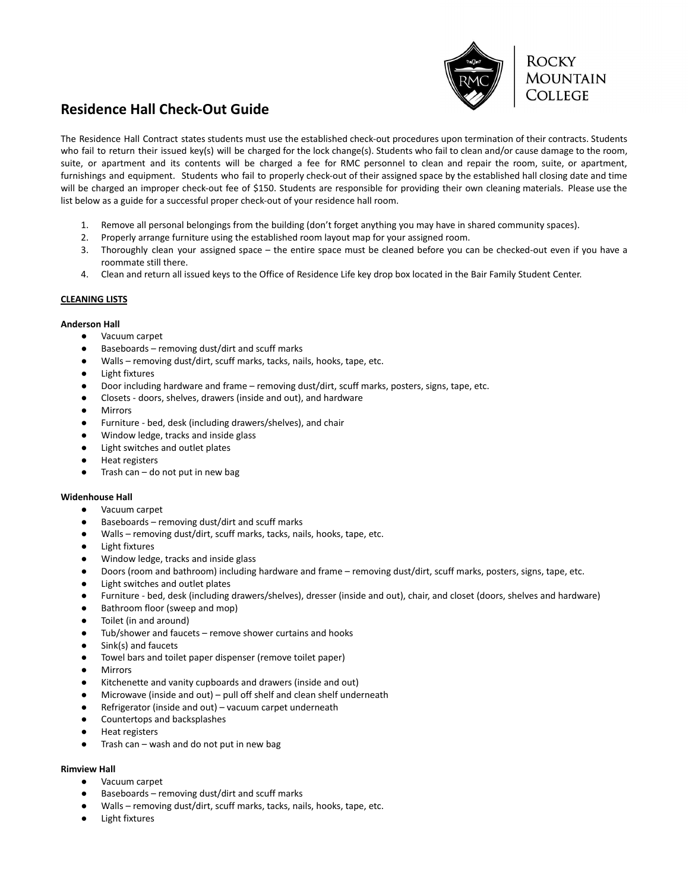# Residence Hall Check-Out Guide

The Residence Hall Contract states students must use the established check-out procedures upon termination of their contracts. Students who fail to return their issued key(s) will be charged for the lock change(s). Students who fail to clean and/or cause damage to the room, suite, or apartment and its contents will be charged a fee for RMC personnel to clean and repair the room, suite, or apartment, furnishings and equipment. Students who fail to properly check-out of their assigned space by the established hall closing date and time will be charged an improper check-out fee of $150. Students are responsible for providing their own cleaning materials. Please use the list below as a guide for a successful proper check-out of your residence hall room.

1. Remove all personal belongings from the building (don't forget anything you may have in shared community spaces).
2. Properly arrange furniture using the established room layout map for your assigned room.
3. Thoroughly clean your assigned space – the entire space must be cleaned before you can be checked-out even if you have a roommate still there.
4. Clean and return all issued keys to the Office of Residence Life key drop box located in the Bair Family Student Center.

**CLEANING LISTS**

**Anderson Hall**

- Vacuum carpet
- Baseboards – removing dust/dirt and scuff marks
- Walls – removing dust/dirt, scuff marks, tacks, nails, hooks, tape, etc.
- Light fixtures
- Door including hardware and frame – removing dust/dirt, scuff marks, posters, signs, tape, etc.
- Closets - doors, shelves, drawers (inside and out), and hardware
- Mirrors
- Furniture - bed, desk (including drawers/shelves), and chair
- Window ledge, tracks and inside glass
- Light switches and outlet plates
- Heat registers
- Trash can – do not put in new bag

**Widenhouse Hall**

- Vacuum carpet
- Baseboards – removing dust/dirt and scuff marks
- Walls – removing dust/dirt, scuff marks, tacks, nails, hooks, tape, etc.
- Light fixtures
- Window ledge, tracks and inside glass
- Doors (room and bathroom) including hardware and frame – removing dust/dirt, scuff marks, posters, signs, tape, etc.
- Light switches and outlet plates
- Furniture - bed, desk (including drawers/shelves), dresser (inside and out), chair, and closet (doors, shelves and hardware)
- Bathroom floor (sweep and mop)
- Toilet (in and around)
- Tub/shower and faucets – remove shower curtains and hooks
- Sink(s) and faucets
- Towel bars and toilet paper dispenser (remove toilet paper)
- Mirrors
- Kitchenette and vanity cupboards and drawers (inside and out)
- Microwave (inside and out) – pull off shelf and clean shelf underneath
- Refrigerator (inside and out) – vacuum carpet underneath
- Countertops and backsplashes
- Heat registers
- Trash can – wash and do not put in new bag

**Rimview Hall**

- Vacuum carpet
- Baseboards – removing dust/dirt and scuff marks
- Walls – removing dust/dirt, scuff marks, tacks, nails, hooks, tape, etc.
- Light fixtures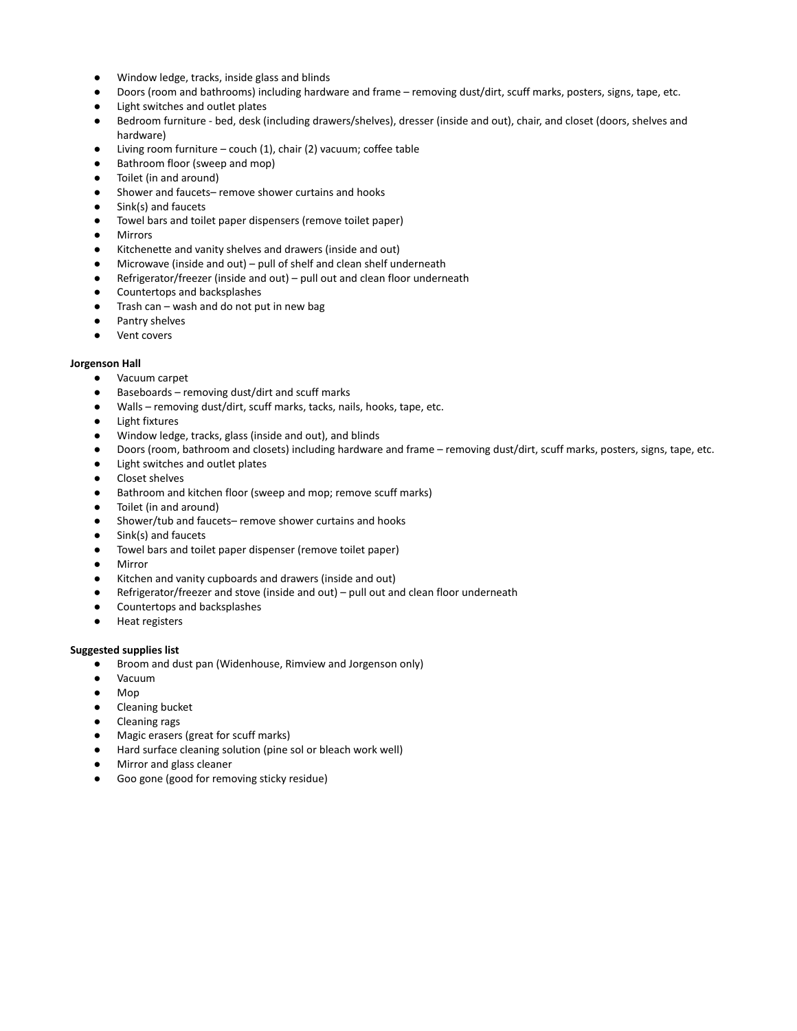- Window ledge, tracks, inside glass and blinds
- Doors (room and bathrooms) including hardware and frame – removing dust/dirt, scuff marks, posters, signs, tape, etc.
- Light switches and outlet plates
- Bedroom furniture - bed, desk (including drawers/shelves), dresser (inside and out), chair, and closet (doors, shelves and hardware)
- Living room furniture – couch (1), chair (2) vacuum; coffee table
- Bathroom floor (sweep and mop)
- Toilet (in and around)
- Shower and faucets– remove shower curtains and hooks
- Sink(s) and faucets
- Towel bars and toilet paper dispensers (remove toilet paper)
- Mirrors
- Kitchenette and vanity shelves and drawers (inside and out)
- Microwave (inside and out) – pull of shelf and clean shelf underneath
- Refrigerator/freezer (inside and out) – pull out and clean floor underneath
- Countertops and backsplashes
- Trash can – wash and do not put in new bag
- Pantry shelves
- Vent covers

**Jorgenson Hall**

- Vacuum carpet
- Baseboards – removing dust/dirt and scuff marks
- Walls – removing dust/dirt, scuff marks, tacks, nails, hooks, tape, etc.
- Light fixtures
- Window ledge, tracks, glass (inside and out), and blinds
- Doors (room, bathroom and closets) including hardware and frame – removing dust/dirt, scuff marks, posters, signs, tape, etc.
- Light switches and outlet plates
- Closet shelves
- Bathroom and kitchen floor (sweep and mop; remove scuff marks)
- Toilet (in and around)
- Shower/tub and faucets– remove shower curtains and hooks
- Sink(s) and faucets
- Towel bars and toilet paper dispenser (remove toilet paper)
- Mirror
- Kitchen and vanity cupboards and drawers (inside and out)
- Refrigerator/freezer and stove (inside and out) – pull out and clean floor underneath
- Countertops and backsplashes
- Heat registers

**Suggested supplies list**

- Broom and dust pan (Widenhouse, Rimview and Jorgenson only)
- Vacuum
- Mop
- Cleaning bucket
- Cleaning rags
- Magic erasers (great for scuff marks)
- Hard surface cleaning solution (pine sol or bleach work well)
- Mirror and glass cleaner
- Goo gone (good for removing sticky residue)